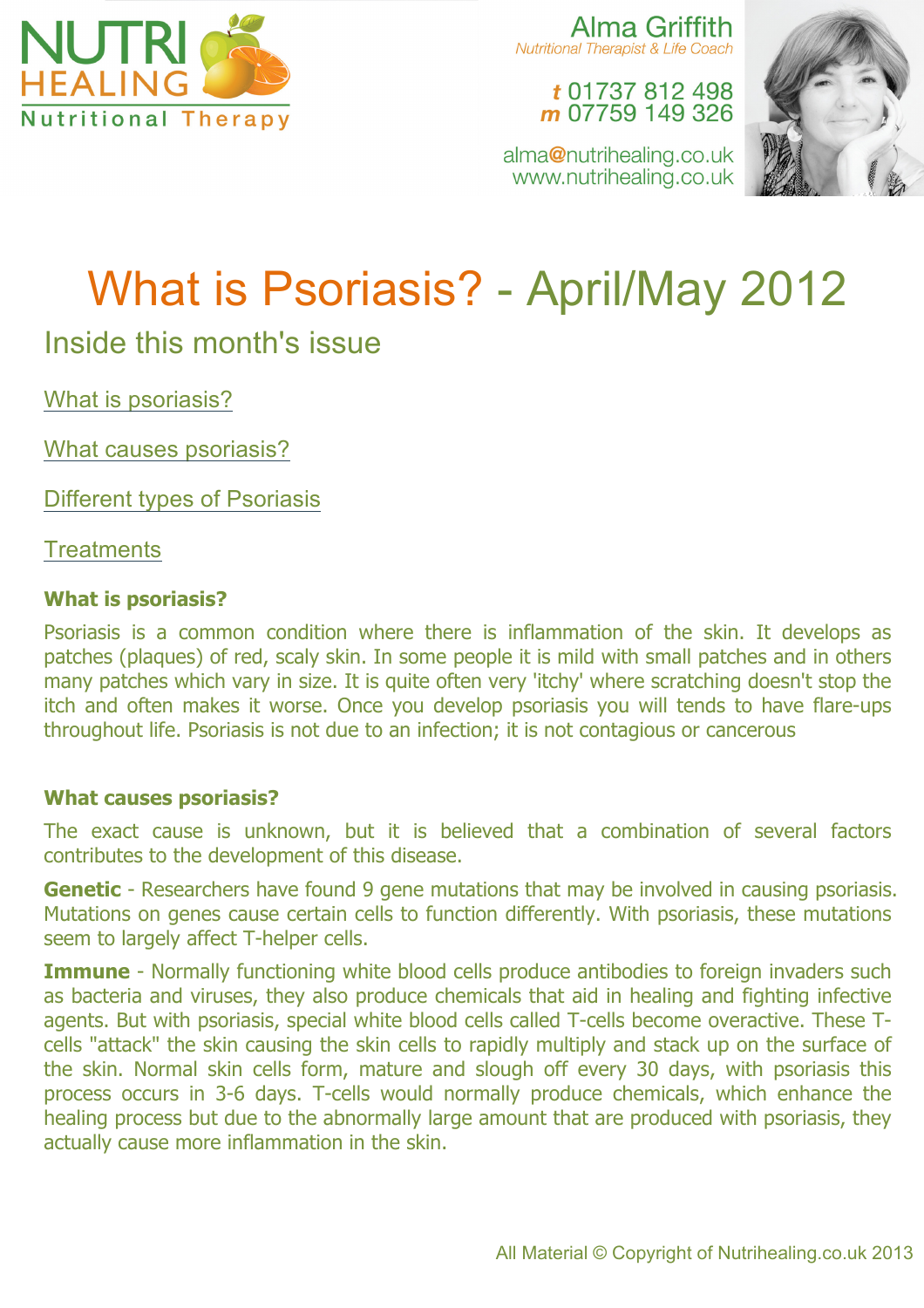NUTRI HEALING
Nutritional Therapy

Alma Griffith
*Nutritional Therapist & Life Coach*

*t* 01737 812 498
*m* 07759 149 326

alma@nutrihealing.co.uk
www.nutrihealing.co.uk

# What is Psoriasis? - April/May 2012

## Inside this month's issue

What is psoriasis?

What causes psoriasis?

Different types of Psoriasis

Treatments

### What is psoriasis?

Psoriasis is a common condition where there is inflammation of the skin. It develops as patches (plaques) of red, scaly skin. In some people it is mild with small patches and in others many patches which vary in size. It is quite often very 'itchy' where scratching doesn't stop the itch and often makes it worse. Once you develop psoriasis you will tends to have flare-ups throughout life. Psoriasis is not due to an infection; it is not contagious or cancerous

### What causes psoriasis?

The exact cause is unknown, but it is believed that a combination of several factors contributes to the development of this disease.

**Genetic** - Researchers have found 9 gene mutations that may be involved in causing psoriasis. Mutations on genes cause certain cells to function differently. With psoriasis, these mutations seem to largely affect T-helper cells.

**Immune** - Normally functioning white blood cells produce antibodies to foreign invaders such as bacteria and viruses, they also produce chemicals that aid in healing and fighting infective agents. But with psoriasis, special white blood cells called T-cells become overactive. These T-cells "attack" the skin causing the skin cells to rapidly multiply and stack up on the surface of the skin. Normal skin cells form, mature and slough off every 30 days, with psoriasis this process occurs in 3-6 days. T-cells would normally produce chemicals, which enhance the healing process but due to the abnormally large amount that are produced with psoriasis, they actually cause more inflammation in the skin.

All Material © Copyright of Nutrihealing.co.uk 2013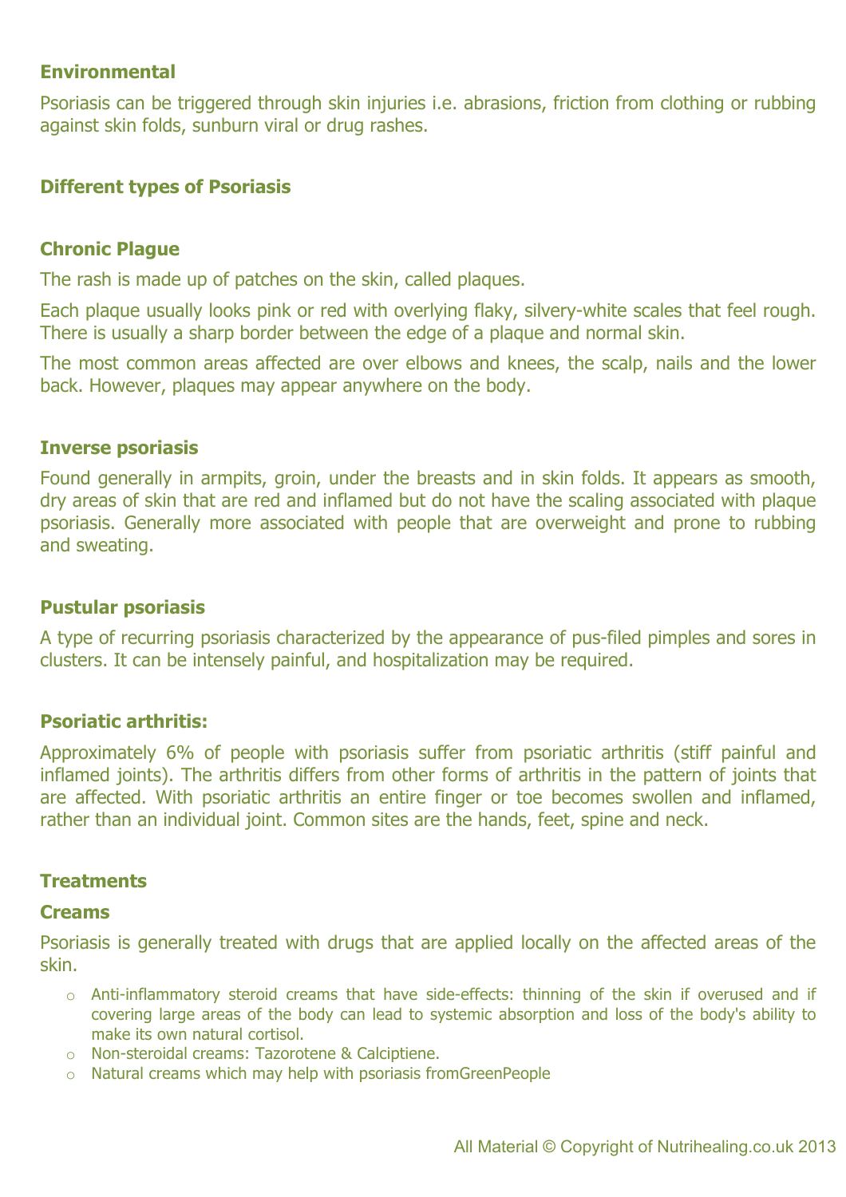### Environmental

Psoriasis can be triggered through skin injuries i.e. abrasions, friction from clothing or rubbing against skin folds, sunburn viral or drug rashes.

### Different types of Psoriasis

### Chronic Plague

The rash is made up of patches on the skin, called plaques.

Each plaque usually looks pink or red with overlying flaky, silvery-white scales that feel rough. There is usually a sharp border between the edge of a plaque and normal skin.

The most common areas affected are over elbows and knees, the scalp, nails and the lower back. However, plaques may appear anywhere on the body.

### Inverse psoriasis

Found generally in armpits, groin, under the breasts and in skin folds. It appears as smooth, dry areas of skin that are red and inflamed but do not have the scaling associated with plaque psoriasis. Generally more associated with people that are overweight and prone to rubbing and sweating.

### Pustular psoriasis

A type of recurring psoriasis characterized by the appearance of pus-filed pimples and sores in clusters. It can be intensely painful, and hospitalization may be required.

### Psoriatic arthritis:

Approximately 6% of people with psoriasis suffer from psoriatic arthritis (stiff painful and inflamed joints). The arthritis differs from other forms of arthritis in the pattern of joints that are affected. With psoriatic arthritis an entire finger or toe becomes swollen and inflamed, rather than an individual joint. Common sites are the hands, feet, spine and neck.

### Treatments

### Creams

Psoriasis is generally treated with drugs that are applied locally on the affected areas of the skin.

- Anti-inflammatory steroid creams that have side-effects: thinning of the skin if overused and if covering large areas of the body can lead to systemic absorption and loss of the body's ability to make its own natural cortisol.
- Non-steroidal creams: Tazorotene & Calciptiene.
- Natural creams which may help with psoriasis fromGreenPeople

All Material © Copyright of Nutrihealing.co.uk 2013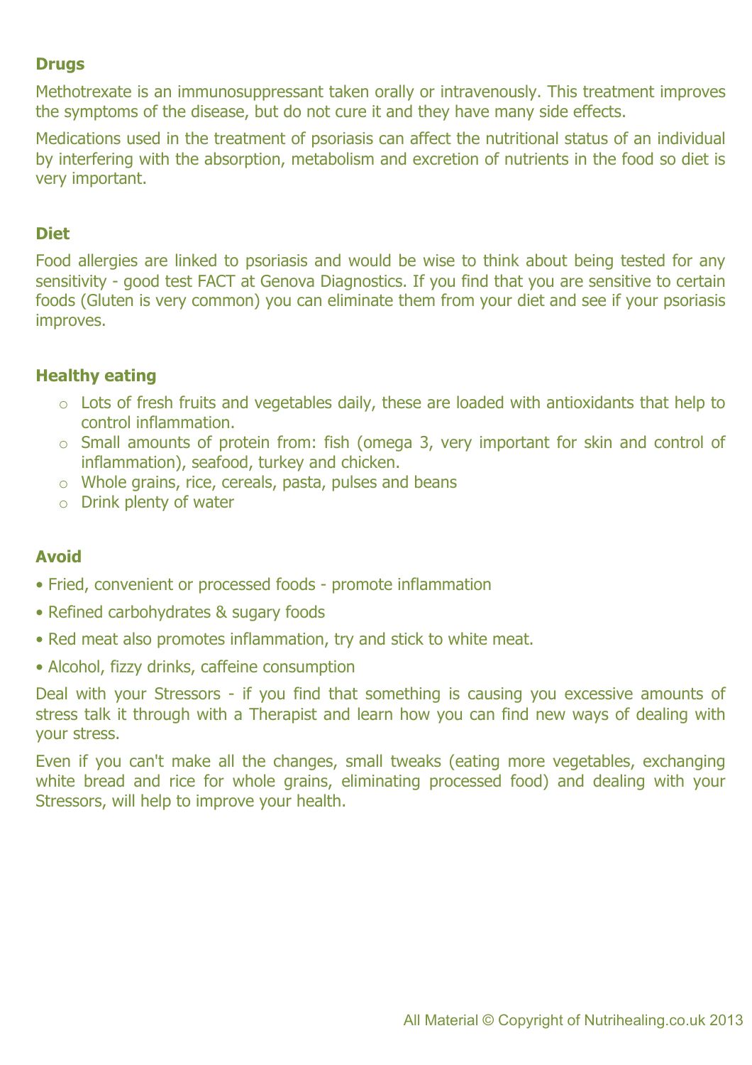## Drugs

Methotrexate is an immunosuppressant taken orally or intravenously. This treatment improves the symptoms of the disease, but do not cure it and they have many side effects.

Medications used in the treatment of psoriasis can affect the nutritional status of an individual by interfering with the absorption, metabolism and excretion of nutrients in the food so diet is very important.

## Diet

Food allergies are linked to psoriasis and would be wise to think about being tested for any sensitivity - good test FACT at Genova Diagnostics. If you find that you are sensitive to certain foods (Gluten is very common) you can eliminate them from your diet and see if your psoriasis improves.

## Healthy eating

- Lots of fresh fruits and vegetables daily, these are loaded with antioxidants that help to control inflammation.
- Small amounts of protein from: fish (omega 3, very important for skin and control of inflammation), seafood, turkey and chicken.
- Whole grains, rice, cereals, pasta, pulses and beans
- Drink plenty of water

## Avoid

- Fried, convenient or processed foods - promote inflammation
- Refined carbohydrates & sugary foods
- Red meat also promotes inflammation, try and stick to white meat.
- Alcohol, fizzy drinks, caffeine consumption

Deal with your Stressors - if you find that something is causing you excessive amounts of stress talk it through with a Therapist and learn how you can find new ways of dealing with your stress.

Even if you can't make all the changes, small tweaks (eating more vegetables, exchanging white bread and rice for whole grains, eliminating processed food) and dealing with your Stressors, will help to improve your health.

All Material © Copyright of Nutrihealing.co.uk 2013